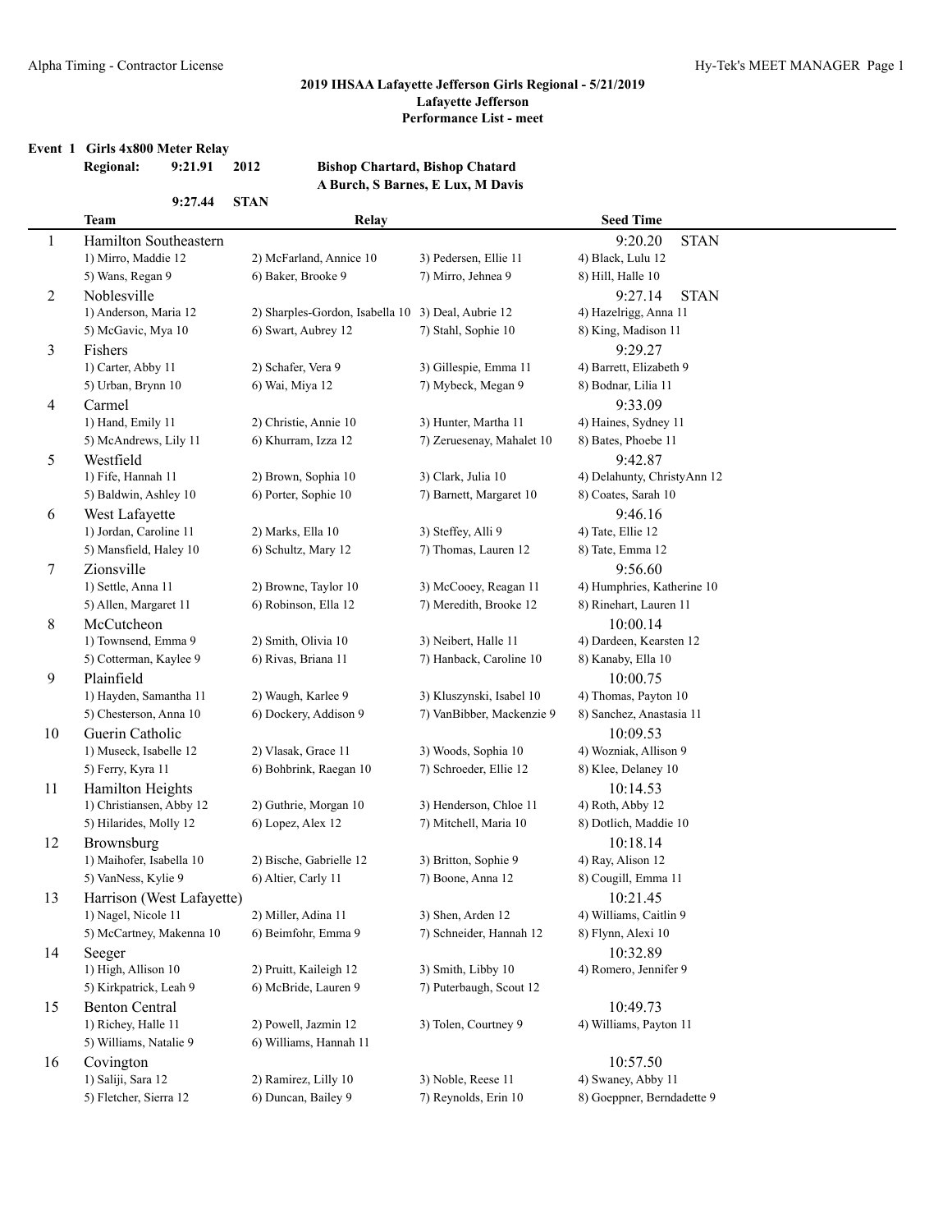## 2019 IHSAA Lafayette Jefferson Girls Regional - 5/21/2019

### Lafayette Jefferson

### Performance List - meet

**Event 1 Girls 4x800 Meter Relay**

**Regional: 9:21.91 2012 Bishop Chartard, Bishop Chatard**
**A Burch, S Barnes, E Lux, M Davis**

**9:27.44 STAN**

| | Team | Relay | | | Seed Time |
|---|---|---|---|---|---|
| 1 | Hamilton Southeastern | | | | 9:20.20 STAN |
| | 1) Mirro, Maddie 12 | 2) McFarland, Annice 10 | 3) Pedersen, Ellie 11 | 4) Black, Lulu 12 | |
| | 5) Wans, Regan 9 | 6) Baker, Brooke 9 | 7) Mirro, Jehnea 9 | 8) Hill, Halle 10 | |
| 2 | Noblesville | | | | 9:27.14 STAN |
| | 1) Anderson, Maria 12 | 2) Sharples-Gordon, Isabella 10 | 3) Deal, Aubrie 12 | 4) Hazelrigg, Anna 11 | |
| | 5) McGavic, Mya 10 | 6) Swart, Aubrey 12 | 7) Stahl, Sophie 10 | 8) King, Madison 11 | |
| 3 | Fishers | | | | 9:29.27 |
| | 1) Carter, Abby 11 | 2) Schafer, Vera 9 | 3) Gillespie, Emma 11 | 4) Barrett, Elizabeth 9 | |
| | 5) Urban, Brynn 10 | 6) Wai, Miya 12 | 7) Mybeck, Megan 9 | 8) Bodnar, Lilia 11 | |
| 4 | Carmel | | | | 9:33.09 |
| | 1) Hand, Emily 11 | 2) Christie, Annie 10 | 3) Hunter, Martha 11 | 4) Haines, Sydney 11 | |
| | 5) McAndrews, Lily 11 | 6) Khurram, Izza 12 | 7) Zeruesenay, Mahalet 10 | 8) Bates, Phoebe 11 | |
| 5 | Westfield | | | | 9:42.87 |
| | 1) Fife, Hannah 11 | 2) Brown, Sophia 10 | 3) Clark, Julia 10 | 4) Delahunty, ChristyAnn 12 | |
| | 5) Baldwin, Ashley 10 | 6) Porter, Sophie 10 | 7) Barnett, Margaret 10 | 8) Coates, Sarah 10 | |
| 6 | West Lafayette | | | | 9:46.16 |
| | 1) Jordan, Caroline 11 | 2) Marks, Ella 10 | 3) Steffey, Alli 9 | 4) Tate, Ellie 12 | |
| | 5) Mansfield, Haley 10 | 6) Schultz, Mary 12 | 7) Thomas, Lauren 12 | 8) Tate, Emma 12 | |
| 7 | Zionsville | | | | 9:56.60 |
| | 1) Settle, Anna 11 | 2) Browne, Taylor 10 | 3) McCooey, Reagan 11 | 4) Humphries, Katherine 10 | |
| | 5) Allen, Margaret 11 | 6) Robinson, Ella 12 | 7) Meredith, Brooke 12 | 8) Rinehart, Lauren 11 | |
| 8 | McCutcheon | | | | 10:00.14 |
| | 1) Townsend, Emma 9 | 2) Smith, Olivia 10 | 3) Neibert, Halle 11 | 4) Dardeen, Kearsten 12 | |
| | 5) Cotterman, Kaylee 9 | 6) Rivas, Briana 11 | 7) Hanback, Caroline 10 | 8) Kanaby, Ella 10 | |
| 9 | Plainfield | | | | 10:00.75 |
| | 1) Hayden, Samantha 11 | 2) Waugh, Karlee 9 | 3) Kluszynski, Isabel 10 | 4) Thomas, Payton 10 | |
| | 5) Chesterson, Anna 10 | 6) Dockery, Addison 9 | 7) VanBibber, Mackenzie 9 | 8) Sanchez, Anastasia 11 | |
| 10 | Guerin Catholic | | | | 10:09.53 |
| | 1) Museck, Isabelle 12 | 2) Vlasak, Grace 11 | 3) Woods, Sophia 10 | 4) Wozniak, Allison 9 | |
| | 5) Ferry, Kyra 11 | 6) Bohbrink, Raegan 10 | 7) Schroeder, Ellie 12 | 8) Klee, Delaney 10 | |
| 11 | Hamilton Heights | | | | 10:14.53 |
| | 1) Christiansen, Abby 12 | 2) Guthrie, Morgan 10 | 3) Henderson, Chloe 11 | 4) Roth, Abby 12 | |
| | 5) Hilarides, Molly 12 | 6) Lopez, Alex 12 | 7) Mitchell, Maria 10 | 8) Dotlich, Maddie 10 | |
| 12 | Brownsburg | | | | 10:18.14 |
| | 1) Maihofer, Isabella 10 | 2) Bische, Gabrielle 12 | 3) Britton, Sophie 9 | 4) Ray, Alison 12 | |
| | 5) VanNess, Kylie 9 | 6) Altier, Carly 11 | 7) Boone, Anna 12 | 8) Cougill, Emma 11 | |
| 13 | Harrison (West Lafayette) | | | | 10:21.45 |
| | 1) Nagel, Nicole 11 | 2) Miller, Adina 11 | 3) Shen, Arden 12 | 4) Williams, Caitlin 9 | |
| | 5) McCartney, Makenna 10 | 6) Beimfohr, Emma 9 | 7) Schneider, Hannah 12 | 8) Flynn, Alexi 10 | |
| 14 | Seeger | | | | 10:32.89 |
| | 1) High, Allison 10 | 2) Pruitt, Kaileigh 12 | 3) Smith, Libby 10 | 4) Romero, Jennifer 9 | |
| | 5) Kirkpatrick, Leah 9 | 6) McBride, Lauren 9 | 7) Puterbaugh, Scout 12 | | |
| 15 | Benton Central | | | | 10:49.73 |
| | 1) Richey, Halle 11 | 2) Powell, Jazmin 12 | 3) Tolen, Courtney 9 | 4) Williams, Payton 11 | |
| | 5) Williams, Natalie 9 | 6) Williams, Hannah 11 | | | |
| 16 | Covington | | | | 10:57.50 |
| | 1) Saliji, Sara 12 | 2) Ramirez, Lilly 10 | 3) Noble, Reese 11 | 4) Swaney, Abby 11 | |
| | 5) Fletcher, Sierra 12 | 6) Duncan, Bailey 9 | 7) Reynolds, Erin 10 | 8) Goeppner, Berndadette 9 | |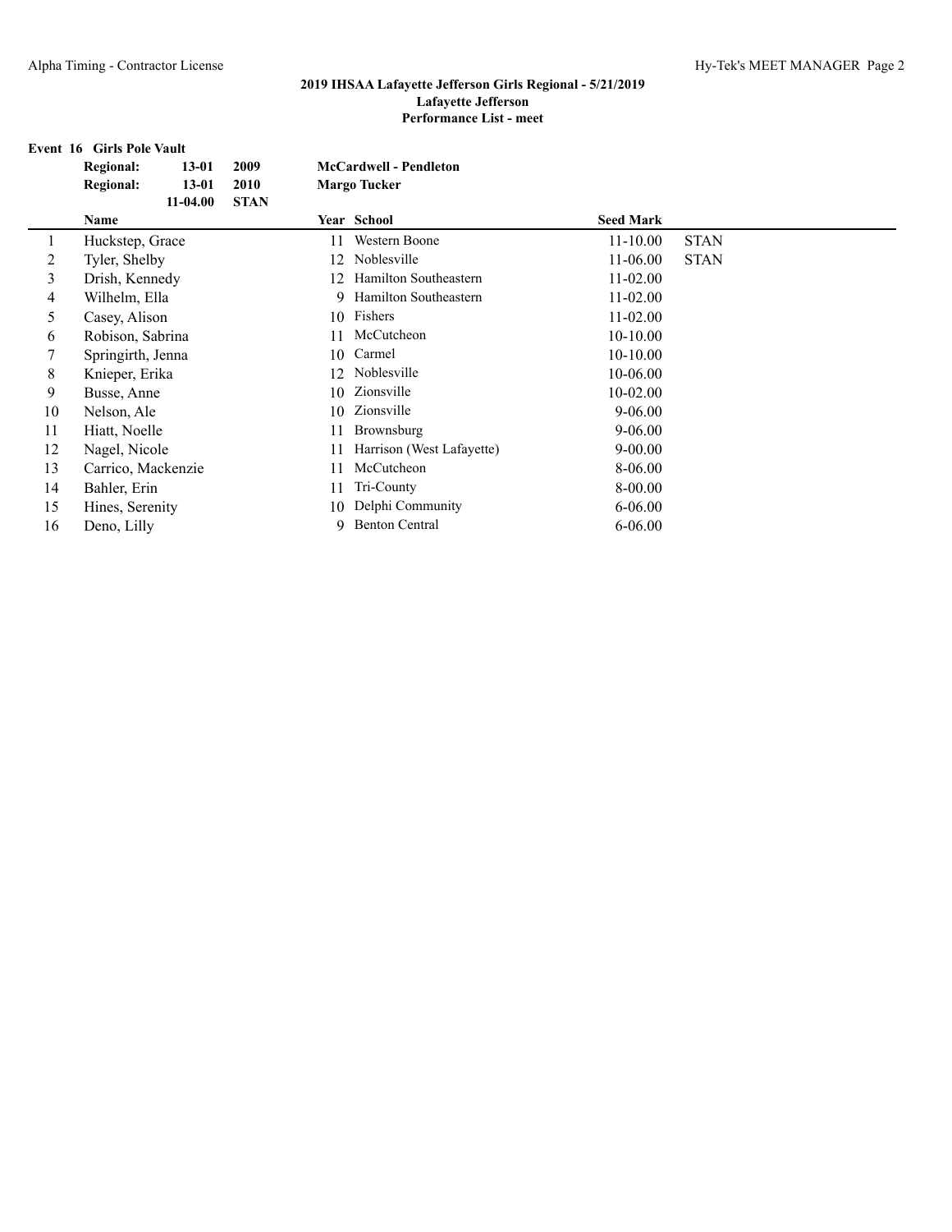## 2019 IHSAA Lafayette Jefferson Girls Regional - 5/21/2019
## Lafayette Jefferson
## Performance List - meet

### Event 16 Girls Pole Vault

| | | | |
|---|---|---|---|
| **Regional:** | **13-01** | **2009** | **McCardwell - Pendleton** |
| **Regional:** | **13-01** | **2010** | **Margo Tucker** |
| | **11-04.00** | **STAN** | |

| | Name | Year | School | Seed Mark | |
|---|---|---|---|---|---|
| 1 | Huckstep, Grace | 11 | Western Boone | 11-10.00 | STAN |
| 2 | Tyler, Shelby | 12 | Noblesville | 11-06.00 | STAN |
| 3 | Drish, Kennedy | 12 | Hamilton Southeastern | 11-02.00 | |
| 4 | Wilhelm, Ella | 9 | Hamilton Southeastern | 11-02.00 | |
| 5 | Casey, Alison | 10 | Fishers | 11-02.00 | |
| 6 | Robison, Sabrina | 11 | McCutcheon | 10-10.00 | |
| 7 | Springirth, Jenna | 10 | Carmel | 10-10.00 | |
| 8 | Knieper, Erika | 12 | Noblesville | 10-06.00 | |
| 9 | Busse, Anne | 10 | Zionsville | 10-02.00 | |
| 10 | Nelson, Ale | 10 | Zionsville | 9-06.00 | |
| 11 | Hiatt, Noelle | 11 | Brownsburg | 9-06.00 | |
| 12 | Nagel, Nicole | 11 | Harrison (West Lafayette) | 9-00.00 | |
| 13 | Carrico, Mackenzie | 11 | McCutcheon | 8-06.00 | |
| 14 | Bahler, Erin | 11 | Tri-County | 8-00.00 | |
| 15 | Hines, Serenity | 10 | Delphi Community | 6-06.00 | |
| 16 | Deno, Lilly | 9 | Benton Central | 6-06.00 | |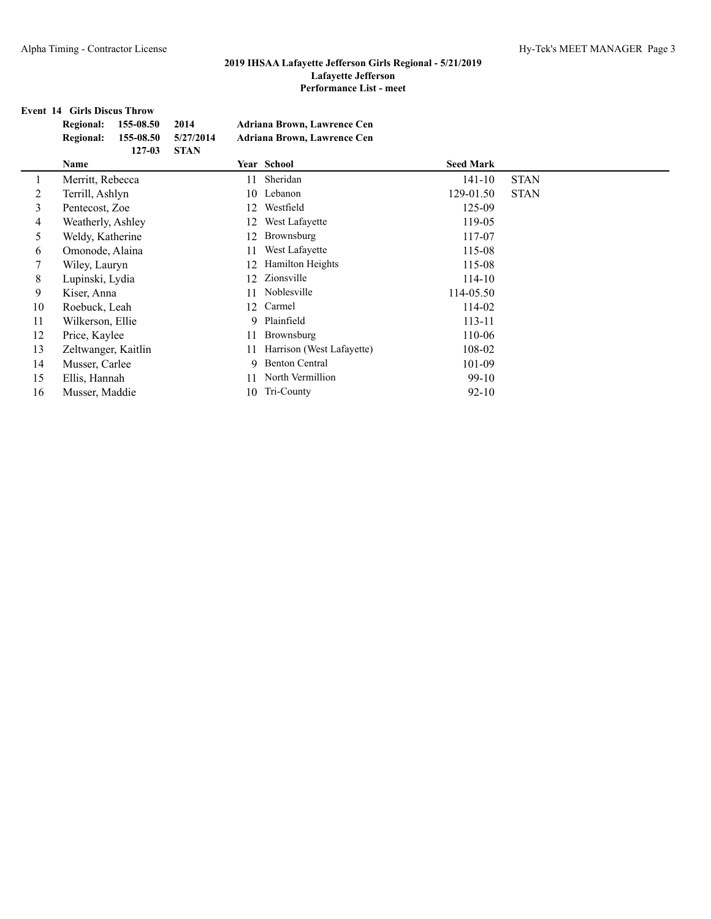## 2019 IHSAA Lafayette Jefferson Girls Regional - 5/21/2019
## Lafayette Jefferson
## Performance List - meet

**Event 14 Girls Discus Throw**

| | | | |
|---|---|---|---|
| **Regional:** | **155-08.50** | **2014** | **Adriana Brown, Lawrence Cen** |
| **Regional:** | **155-08.50** | **5/27/2014** | **Adriana Brown, Lawrence Cen** |
| | **127-03** | **STAN** | |

| | Name | Year | School | Seed Mark | |
|---|---|---|---|---|---|
| 1 | Merritt, Rebecca | 11 | Sheridan | 141-10 | STAN |
| 2 | Terrill, Ashlyn | 10 | Lebanon | 129-01.50 | STAN |
| 3 | Pentecost, Zoe | 12 | Westfield | 125-09 | |
| 4 | Weatherly, Ashley | 12 | West Lafayette | 119-05 | |
| 5 | Weldy, Katherine | 12 | Brownsburg | 117-07 | |
| 6 | Omonode, Alaina | 11 | West Lafayette | 115-08 | |
| 7 | Wiley, Lauryn | 12 | Hamilton Heights | 115-08 | |
| 8 | Lupinski, Lydia | 12 | Zionsville | 114-10 | |
| 9 | Kiser, Anna | 11 | Noblesville | 114-05.50 | |
| 10 | Roebuck, Leah | 12 | Carmel | 114-02 | |
| 11 | Wilkerson, Ellie | 9 | Plainfield | 113-11 | |
| 12 | Price, Kaylee | 11 | Brownsburg | 110-06 | |
| 13 | Zeltwanger, Kaitlin | 11 | Harrison (West Lafayette) | 108-02 | |
| 14 | Musser, Carlee | 9 | Benton Central | 101-09 | |
| 15 | Ellis, Hannah | 11 | North Vermillion | 99-10 | |
| 16 | Musser, Maddie | 10 | Tri-County | 92-10 | |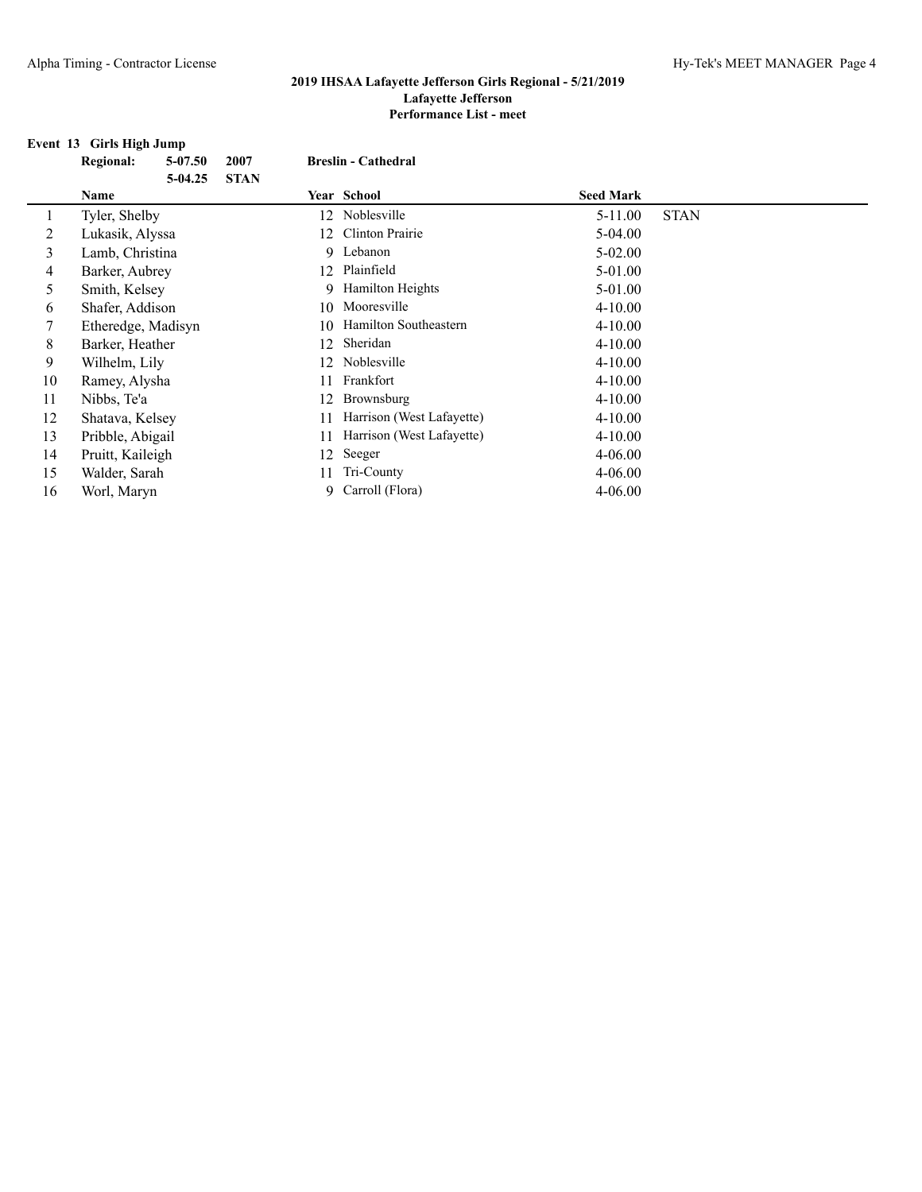## 2019 IHSAA Lafayette Jefferson Girls Regional - 5/21/2019

**Lafayette Jefferson**

**Performance List - meet**

### Event 13 Girls High Jump

| | | | |
|---|---|---|---|
| **Regional:** | **5-07.50** | **2007** | **Breslin - Cathedral** |
| | **5-04.25** | **STAN** | |

| | Name | Year | School | Seed Mark | |
|---|---|---|---|---|---|
| 1 | Tyler, Shelby | 12 | Noblesville | 5-11.00 | STAN |
| 2 | Lukasik, Alyssa | 12 | Clinton Prairie | 5-04.00 | |
| 3 | Lamb, Christina | 9 | Lebanon | 5-02.00 | |
| 4 | Barker, Aubrey | 12 | Plainfield | 5-01.00 | |
| 5 | Smith, Kelsey | 9 | Hamilton Heights | 5-01.00 | |
| 6 | Shafer, Addison | 10 | Mooresville | 4-10.00 | |
| 7 | Etheredge, Madisyn | 10 | Hamilton Southeastern | 4-10.00 | |
| 8 | Barker, Heather | 12 | Sheridan | 4-10.00 | |
| 9 | Wilhelm, Lily | 12 | Noblesville | 4-10.00 | |
| 10 | Ramey, Alysha | 11 | Frankfort | 4-10.00 | |
| 11 | Nibbs, Te'a | 12 | Brownsburg | 4-10.00 | |
| 12 | Shatava, Kelsey | 11 | Harrison (West Lafayette) | 4-10.00 | |
| 13 | Pribble, Abigail | 11 | Harrison (West Lafayette) | 4-10.00 | |
| 14 | Pruitt, Kaileigh | 12 | Seeger | 4-06.00 | |
| 15 | Walder, Sarah | 11 | Tri-County | 4-06.00 | |
| 16 | Worl, Maryn | 9 | Carroll (Flora) | 4-06.00 | |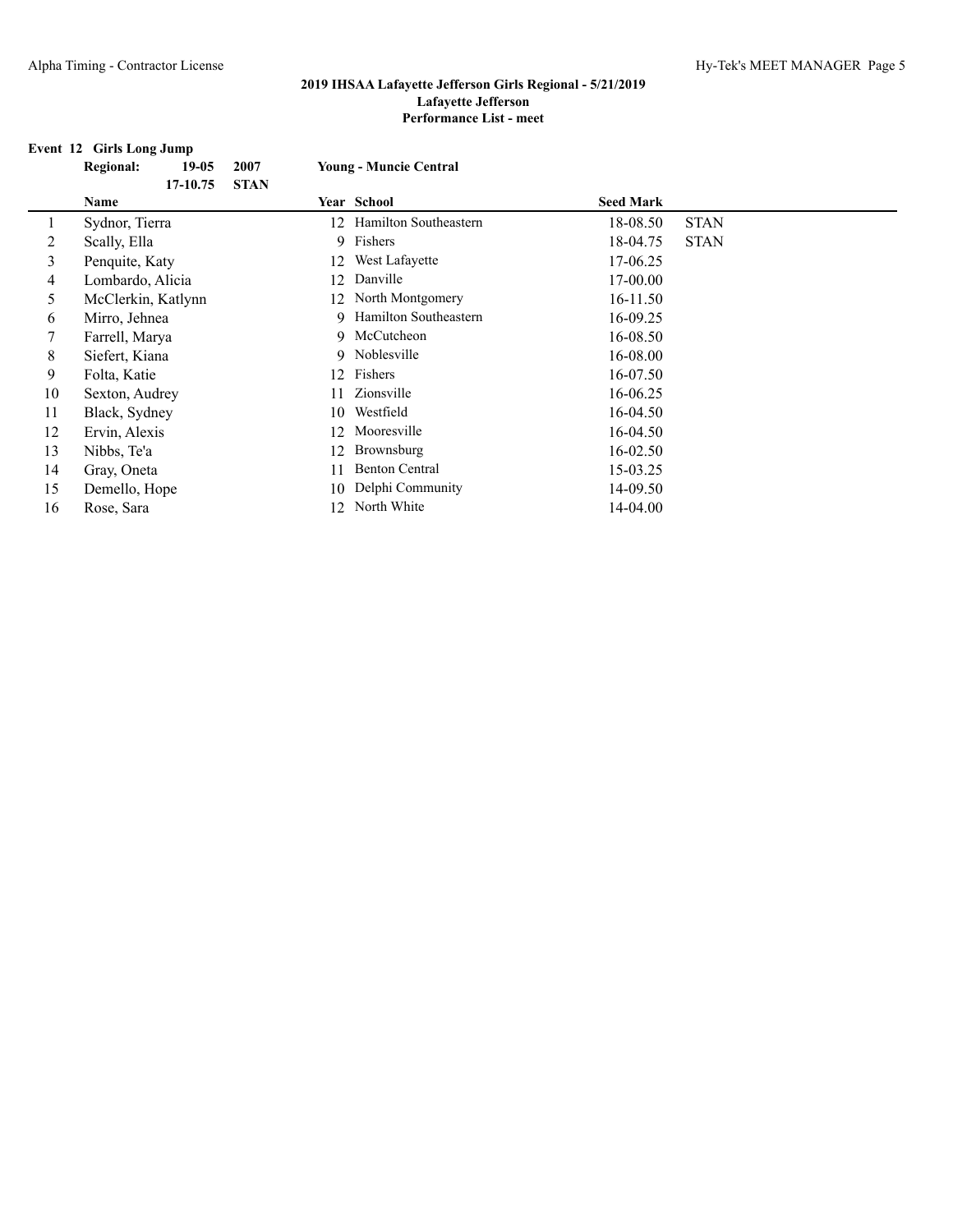## 2019 IHSAA Lafayette Jefferson Girls Regional - 5/21/2019

**Lafayette Jefferson**

**Performance List - meet**

### Event 12 Girls Long Jump

| **Regional:** | **19-05** | **2007** | **Young - Muncie Central** |
|---|---|---|---|
| | **17-10.75** | **STAN** | |

| | Name | Year | School | Seed Mark | |
|---|---|---|---|---|---|
| 1 | Sydnor, Tierra | 12 | Hamilton Southeastern | 18-08.50 | STAN |
| 2 | Scally, Ella | 9 | Fishers | 18-04.75 | STAN |
| 3 | Penquite, Katy | 12 | West Lafayette | 17-06.25 | |
| 4 | Lombardo, Alicia | 12 | Danville | 17-00.00 | |
| 5 | McClerkin, Katlynn | 12 | North Montgomery | 16-11.50 | |
| 6 | Mirro, Jehnea | 9 | Hamilton Southeastern | 16-09.25 | |
| 7 | Farrell, Marya | 9 | McCutcheon | 16-08.50 | |
| 8 | Siefert, Kiana | 9 | Noblesville | 16-08.00 | |
| 9 | Folta, Katie | 12 | Fishers | 16-07.50 | |
| 10 | Sexton, Audrey | 11 | Zionsville | 16-06.25 | |
| 11 | Black, Sydney | 10 | Westfield | 16-04.50 | |
| 12 | Ervin, Alexis | 12 | Mooresville | 16-04.50 | |
| 13 | Nibbs, Te'a | 12 | Brownsburg | 16-02.50 | |
| 14 | Gray, Oneta | 11 | Benton Central | 15-03.25 | |
| 15 | Demello, Hope | 10 | Delphi Community | 14-09.50 | |
| 16 | Rose, Sara | 12 | North White | 14-04.00 | |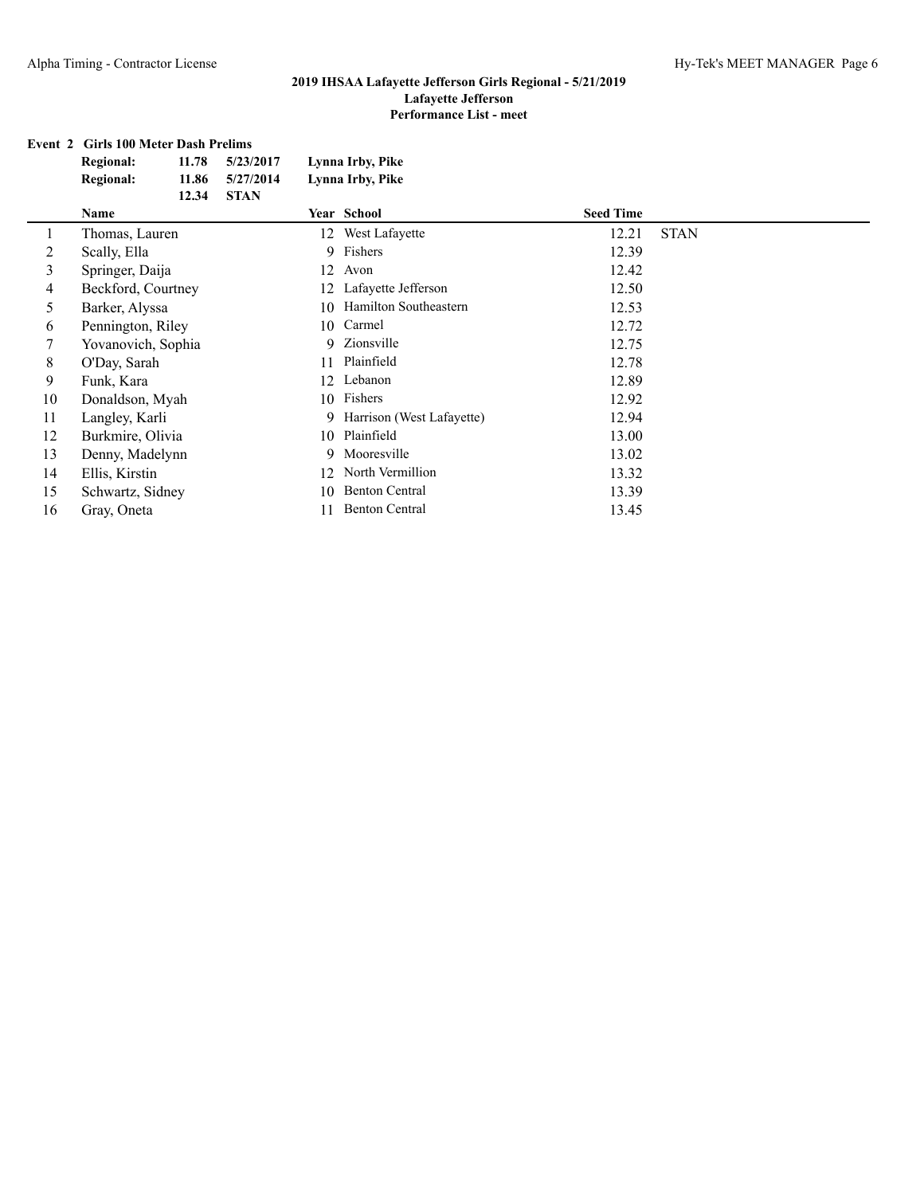**2019 IHSAA Lafayette Jefferson Girls Regional - 5/21/2019**
**Lafayette Jefferson**
**Performance List - meet**

**Event 2 Girls 100 Meter Dash Prelims**

| | | | |
|---|---|---|---|
| **Regional:** | **11.78** | **5/23/2017** | **Lynna Irby, Pike** |
| **Regional:** | **11.86** | **5/27/2014** | **Lynna Irby, Pike** |
| | **12.34** | **STAN** | |

| | Name | Year | School | Seed Time | |
|---|---|---|---|---|---|
| 1 | Thomas, Lauren | 12 | West Lafayette | 12.21 | STAN |
| 2 | Scally, Ella | 9 | Fishers | 12.39 | |
| 3 | Springer, Daija | 12 | Avon | 12.42 | |
| 4 | Beckford, Courtney | 12 | Lafayette Jefferson | 12.50 | |
| 5 | Barker, Alyssa | 10 | Hamilton Southeastern | 12.53 | |
| 6 | Pennington, Riley | 10 | Carmel | 12.72 | |
| 7 | Yovanovich, Sophia | 9 | Zionsville | 12.75 | |
| 8 | O'Day, Sarah | 11 | Plainfield | 12.78 | |
| 9 | Funk, Kara | 12 | Lebanon | 12.89 | |
| 10 | Donaldson, Myah | 10 | Fishers | 12.92 | |
| 11 | Langley, Karli | 9 | Harrison (West Lafayette) | 12.94 | |
| 12 | Burkmire, Olivia | 10 | Plainfield | 13.00 | |
| 13 | Denny, Madelynn | 9 | Mooresville | 13.02 | |
| 14 | Ellis, Kirstin | 12 | North Vermillion | 13.32 | |
| 15 | Schwartz, Sidney | 10 | Benton Central | 13.39 | |
| 16 | Gray, Oneta | 11 | Benton Central | 13.45 | |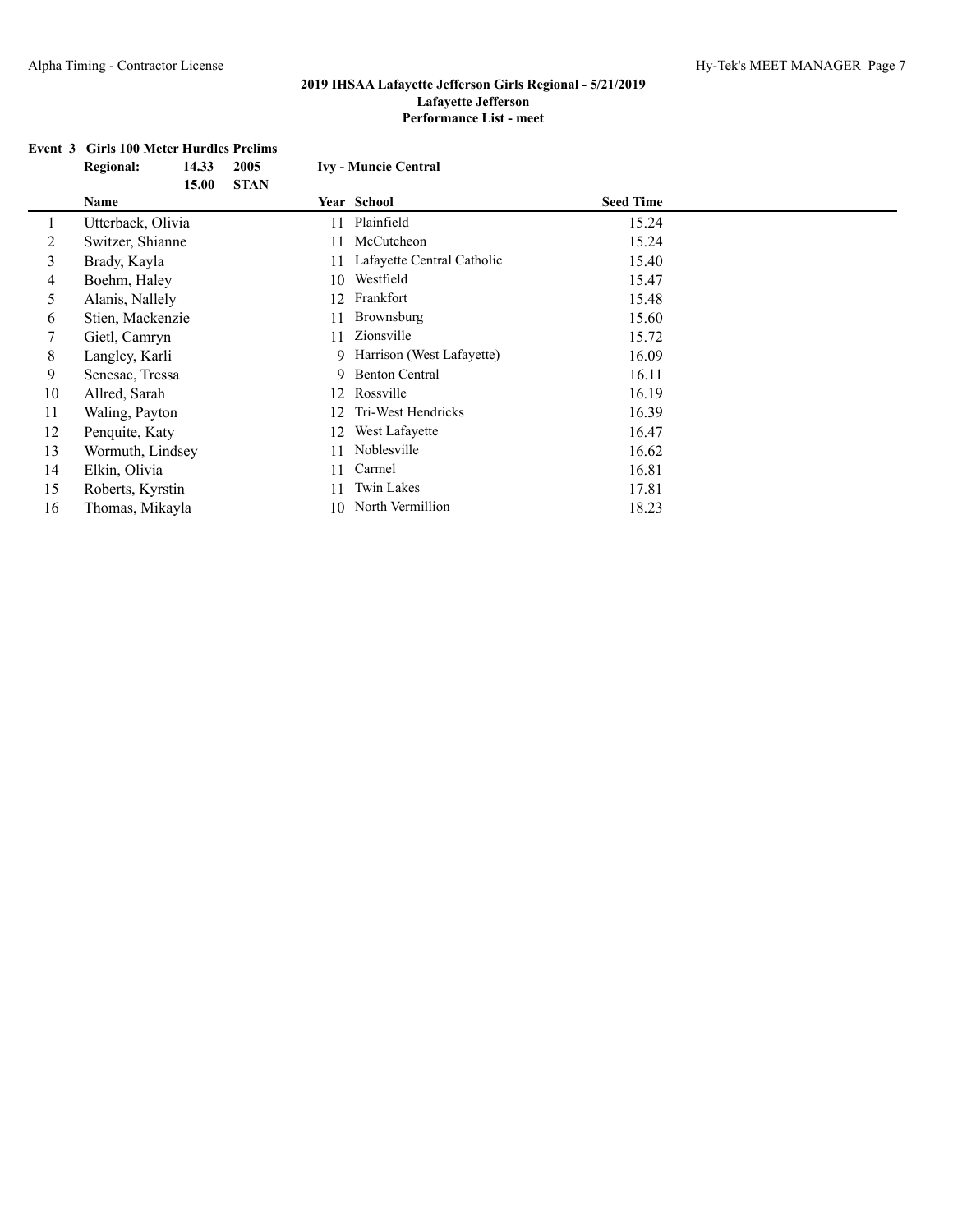## 2019 IHSAA Lafayette Jefferson Girls Regional - 5/21/2019
## Lafayette Jefferson
## Performance List - meet

### Event 3 Girls 100 Meter Hurdles Prelims

**Regional:** 14.33 2005 **Ivy - Muncie Central**
15.00 **STAN**

| | Name | Year | School | Seed Time |
|---|---|---|---|---|
| 1 | Utterback, Olivia | 11 | Plainfield | 15.24 |
| 2 | Switzer, Shianne | 11 | McCutcheon | 15.24 |
| 3 | Brady, Kayla | 11 | Lafayette Central Catholic | 15.40 |
| 4 | Boehm, Haley | 10 | Westfield | 15.47 |
| 5 | Alanis, Nallely | 12 | Frankfort | 15.48 |
| 6 | Stien, Mackenzie | 11 | Brownsburg | 15.60 |
| 7 | Gietl, Camryn | 11 | Zionsville | 15.72 |
| 8 | Langley, Karli | 9 | Harrison (West Lafayette) | 16.09 |
| 9 | Senesac, Tressa | 9 | Benton Central | 16.11 |
| 10 | Allred, Sarah | 12 | Rossville | 16.19 |
| 11 | Waling, Payton | 12 | Tri-West Hendricks | 16.39 |
| 12 | Penquite, Katy | 12 | West Lafayette | 16.47 |
| 13 | Wormuth, Lindsey | 11 | Noblesville | 16.62 |
| 14 | Elkin, Olivia | 11 | Carmel | 16.81 |
| 15 | Roberts, Kyrstin | 11 | Twin Lakes | 17.81 |
| 16 | Thomas, Mikayla | 10 | North Vermillion | 18.23 |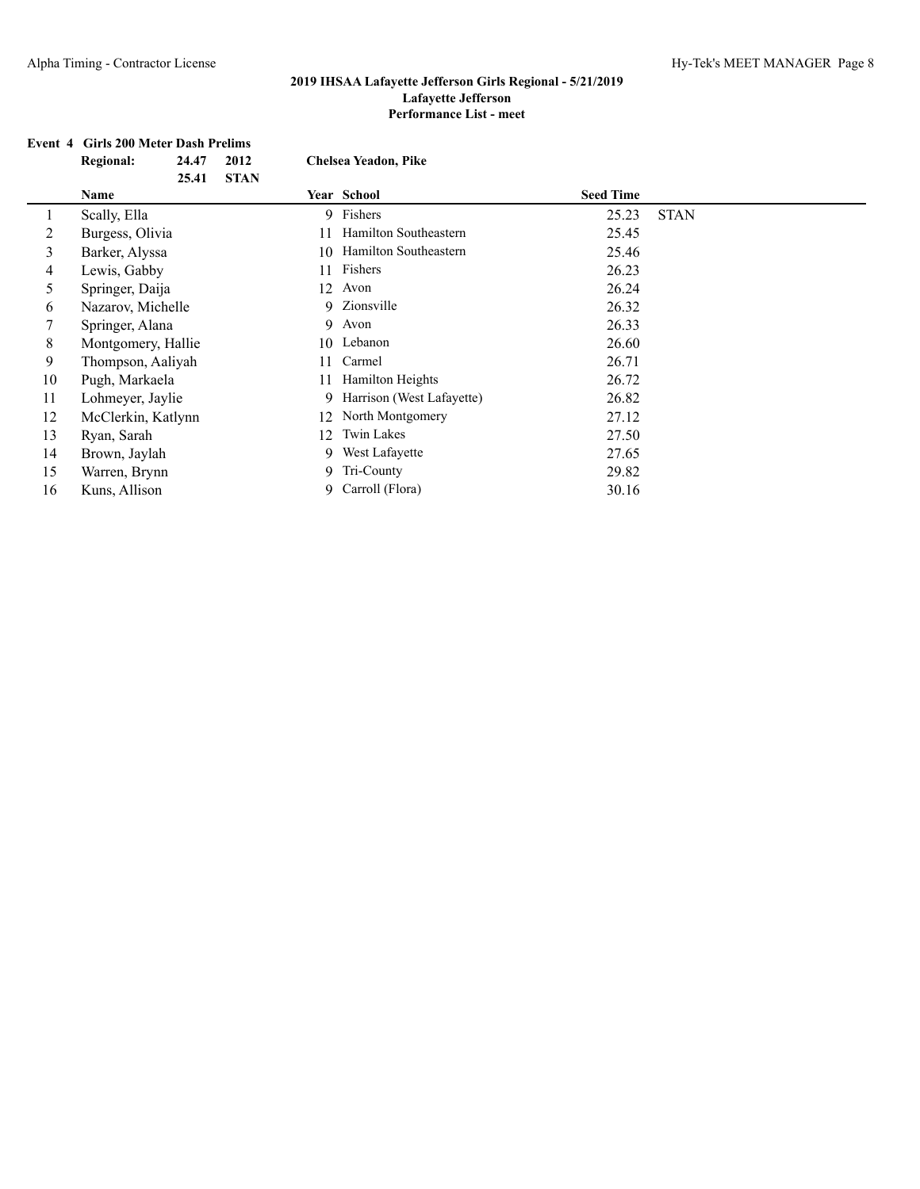## 2019 IHSAA Lafayette Jefferson Girls Regional - 5/21/2019
## Lafayette Jefferson
## Performance List - meet

**Event 4 Girls 200 Meter Dash Prelims**

| | | | |
|---|---|---|---|
| **Regional:** | **24.47** | **2012** | **Chelsea Yeadon, Pike** |
| | **25.41** | **STAN** | |

| | Name | Year | School | Seed Time | |
|---|---|---|---|---|---|
| 1 | Scally, Ella | 9 | Fishers | 25.23 | STAN |
| 2 | Burgess, Olivia | 11 | Hamilton Southeastern | 25.45 | |
| 3 | Barker, Alyssa | 10 | Hamilton Southeastern | 25.46 | |
| 4 | Lewis, Gabby | 11 | Fishers | 26.23 | |
| 5 | Springer, Daija | 12 | Avon | 26.24 | |
| 6 | Nazarov, Michelle | 9 | Zionsville | 26.32 | |
| 7 | Springer, Alana | 9 | Avon | 26.33 | |
| 8 | Montgomery, Hallie | 10 | Lebanon | 26.60 | |
| 9 | Thompson, Aaliyah | 11 | Carmel | 26.71 | |
| 10 | Pugh, Markaela | 11 | Hamilton Heights | 26.72 | |
| 11 | Lohmeyer, Jaylie | 9 | Harrison (West Lafayette) | 26.82 | |
| 12 | McClerkin, Katlynn | 12 | North Montgomery | 27.12 | |
| 13 | Ryan, Sarah | 12 | Twin Lakes | 27.50 | |
| 14 | Brown, Jaylah | 9 | West Lafayette | 27.65 | |
| 15 | Warren, Brynn | 9 | Tri-County | 29.82 | |
| 16 | Kuns, Allison | 9 | Carroll (Flora) | 30.16 | |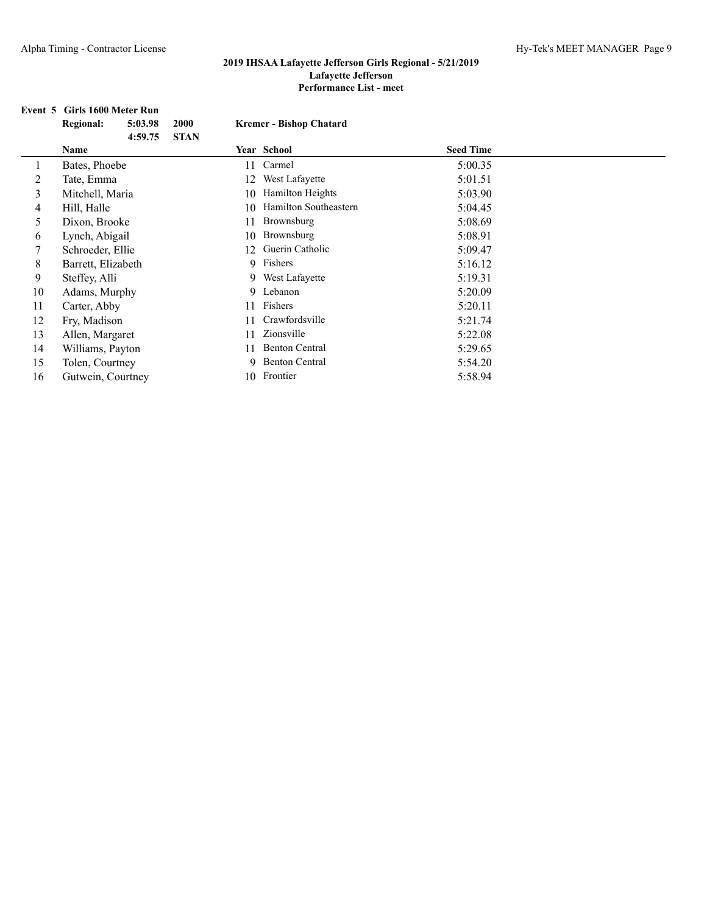## 2019 IHSAA Lafayette Jefferson Girls Regional - 5/21/2019

**Lafayette Jefferson**

**Performance List - meet**

**Event 5 Girls 1600 Meter Run**

| **Regional:** | **5:03.98** | **2000** | **Kremer - Bishop Chatard** |
|---|---|---|---|
| | **4:59.75** | **STAN** | |

| | Name | Year | School | Seed Time |
|---|---|---|---|---|
| 1 | Bates, Phoebe | 11 | Carmel | 5:00.35 |
| 2 | Tate, Emma | 12 | West Lafayette | 5:01.51 |
| 3 | Mitchell, Maria | 10 | Hamilton Heights | 5:03.90 |
| 4 | Hill, Halle | 10 | Hamilton Southeastern | 5:04.45 |
| 5 | Dixon, Brooke | 11 | Brownsburg | 5:08.69 |
| 6 | Lynch, Abigail | 10 | Brownsburg | 5:08.91 |
| 7 | Schroeder, Ellie | 12 | Guerin Catholic | 5:09.47 |
| 8 | Barrett, Elizabeth | 9 | Fishers | 5:16.12 |
| 9 | Steffey, Alli | 9 | West Lafayette | 5:19.31 |
| 10 | Adams, Murphy | 9 | Lebanon | 5:20.09 |
| 11 | Carter, Abby | 11 | Fishers | 5:20.11 |
| 12 | Fry, Madison | 11 | Crawfordsville | 5:21.74 |
| 13 | Allen, Margaret | 11 | Zionsville | 5:22.08 |
| 14 | Williams, Payton | 11 | Benton Central | 5:29.65 |
| 15 | Tolen, Courtney | 9 | Benton Central | 5:54.20 |
| 16 | Gutwein, Courtney | 10 | Frontier | 5:58.94 |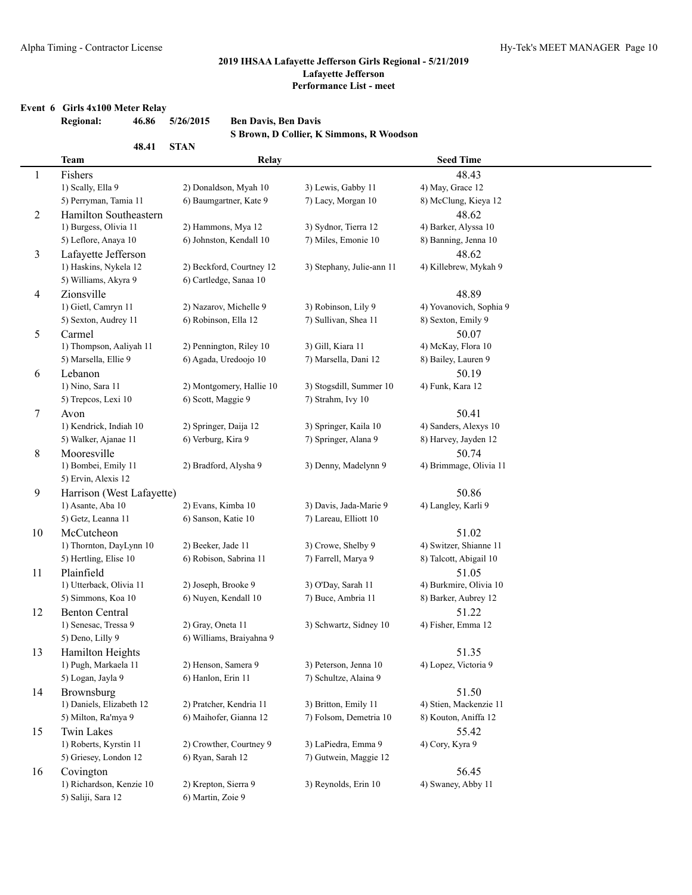## 2019 IHSAA Lafayette Jefferson Girls Regional - 5/21/2019
### Lafayette Jefferson
### Performance List - meet

**Event 6 Girls 4x100 Meter Relay**

**Regional: 46.86 5/26/2015 Ben Davis, Ben Davis**
**S Brown, D Collier, K Simmons, R Woodson**

**48.41 STAN**

| | Team | Relay | | | Seed Time |
|---|---|---|---|---|---|
| 1 | Fishers | | | | 48.43 |
| | 1) Scally, Ella 9 | 2) Donaldson, Myah 10 | 3) Lewis, Gabby 11 | 4) May, Grace 12 | |
| | 5) Perryman, Tamia 11 | 6) Baumgartner, Kate 9 | 7) Lacy, Morgan 10 | 8) McClung, Kieya 12 | |
| 2 | Hamilton Southeastern | | | | 48.62 |
| | 1) Burgess, Olivia 11 | 2) Hammons, Mya 12 | 3) Sydnor, Tierra 12 | 4) Barker, Alyssa 10 | |
| | 5) Leflore, Anaya 10 | 6) Johnston, Kendall 10 | 7) Miles, Emonie 10 | 8) Banning, Jenna 10 | |
| 3 | Lafayette Jefferson | | | | 48.62 |
| | 1) Haskins, Nykela 12 | 2) Beckford, Courtney 12 | 3) Stephany, Julie-ann 11 | 4) Killebrew, Mykah 9 | |
| | 5) Williams, Akyra 9 | 6) Cartledge, Sanaa 10 | | | |
| 4 | Zionsville | | | | 48.89 |
| | 1) Gietl, Camryn 11 | 2) Nazarov, Michelle 9 | 3) Robinson, Lily 9 | 4) Yovanovich, Sophia 9 | |
| | 5) Sexton, Audrey 11 | 6) Robinson, Ella 12 | 7) Sullivan, Shea 11 | 8) Sexton, Emily 9 | |
| 5 | Carmel | | | | 50.07 |
| | 1) Thompson, Aaliyah 11 | 2) Pennington, Riley 10 | 3) Gill, Kiara 11 | 4) McKay, Flora 10 | |
| | 5) Marsella, Ellie 9 | 6) Agada, Uredoojo 10 | 7) Marsella, Dani 12 | 8) Bailey, Lauren 9 | |
| 6 | Lebanon | | | | 50.19 |
| | 1) Nino, Sara 11 | 2) Montgomery, Hallie 10 | 3) Stogsdill, Summer 10 | 4) Funk, Kara 12 | |
| | 5) Trepcos, Lexi 10 | 6) Scott, Maggie 9 | 7) Strahm, Ivy 10 | | |
| 7 | Avon | | | | 50.41 |
| | 1) Kendrick, Indiah 10 | 2) Springer, Daija 12 | 3) Springer, Kaila 10 | 4) Sanders, Alexys 10 | |
| | 5) Walker, Ajanae 11 | 6) Verburg, Kira 9 | 7) Springer, Alana 9 | 8) Harvey, Jayden 12 | |
| 8 | Mooresville | | | | 50.74 |
| | 1) Bombei, Emily 11 | 2) Bradford, Alysha 9 | 3) Denny, Madelynn 9 | 4) Brimmage, Olivia 11 | |
| | 5) Ervin, Alexis 12 | | | | |
| 9 | Harrison (West Lafayette) | | | | 50.86 |
| | 1) Asante, Aba 10 | 2) Evans, Kimba 10 | 3) Davis, Jada-Marie 9 | 4) Langley, Karli 9 | |
| | 5) Getz, Leanna 11 | 6) Sanson, Katie 10 | 7) Lareau, Elliott 10 | | |
| 10 | McCutcheon | | | | 51.02 |
| | 1) Thornton, DayLynn 10 | 2) Beeker, Jade 11 | 3) Crowe, Shelby 9 | 4) Switzer, Shianne 11 | |
| | 5) Hertling, Elise 10 | 6) Robison, Sabrina 11 | 7) Farrell, Marya 9 | 8) Talcott, Abigail 10 | |
| 11 | Plainfield | | | | 51.05 |
| | 1) Utterback, Olivia 11 | 2) Joseph, Brooke 9 | 3) O'Day, Sarah 11 | 4) Burkmire, Olivia 10 | |
| | 5) Simmons, Koa 10 | 6) Nuyen, Kendall 10 | 7) Buce, Ambria 11 | 8) Barker, Aubrey 12 | |
| 12 | Benton Central | | | | 51.22 |
| | 1) Senesac, Tressa 9 | 2) Gray, Oneta 11 | 3) Schwartz, Sidney 10 | 4) Fisher, Emma 12 | |
| | 5) Deno, Lilly 9 | 6) Williams, Braiyahna 9 | | | |
| 13 | Hamilton Heights | | | | 51.35 |
| | 1) Pugh, Markaela 11 | 2) Henson, Samera 9 | 3) Peterson, Jenna 10 | 4) Lopez, Victoria 9 | |
| | 5) Logan, Jayla 9 | 6) Hanlon, Erin 11 | 7) Schultze, Alaina 9 | | |
| 14 | Brownsburg | | | | 51.50 |
| | 1) Daniels, Elizabeth 12 | 2) Pratcher, Kendria 11 | 3) Britton, Emily 11 | 4) Stien, Mackenzie 11 | |
| | 5) Milton, Ra'mya 9 | 6) Maihofer, Gianna 12 | 7) Folsom, Demetria 10 | 8) Kouton, Aniffa 12 | |
| 15 | Twin Lakes | | | | 55.42 |
| | 1) Roberts, Kyrstin 11 | 2) Crowther, Courtney 9 | 3) LaPiedra, Emma 9 | 4) Cory, Kyra 9 | |
| | 5) Griesey, London 12 | 6) Ryan, Sarah 12 | 7) Gutwein, Maggie 12 | | |
| 16 | Covington | | | | 56.45 |
| | 1) Richardson, Kenzie 10 | 2) Krepton, Sierra 9 | 3) Reynolds, Erin 10 | 4) Swaney, Abby 11 | |
| | 5) Saliji, Sara 12 | 6) Martin, Zoie 9 | | | |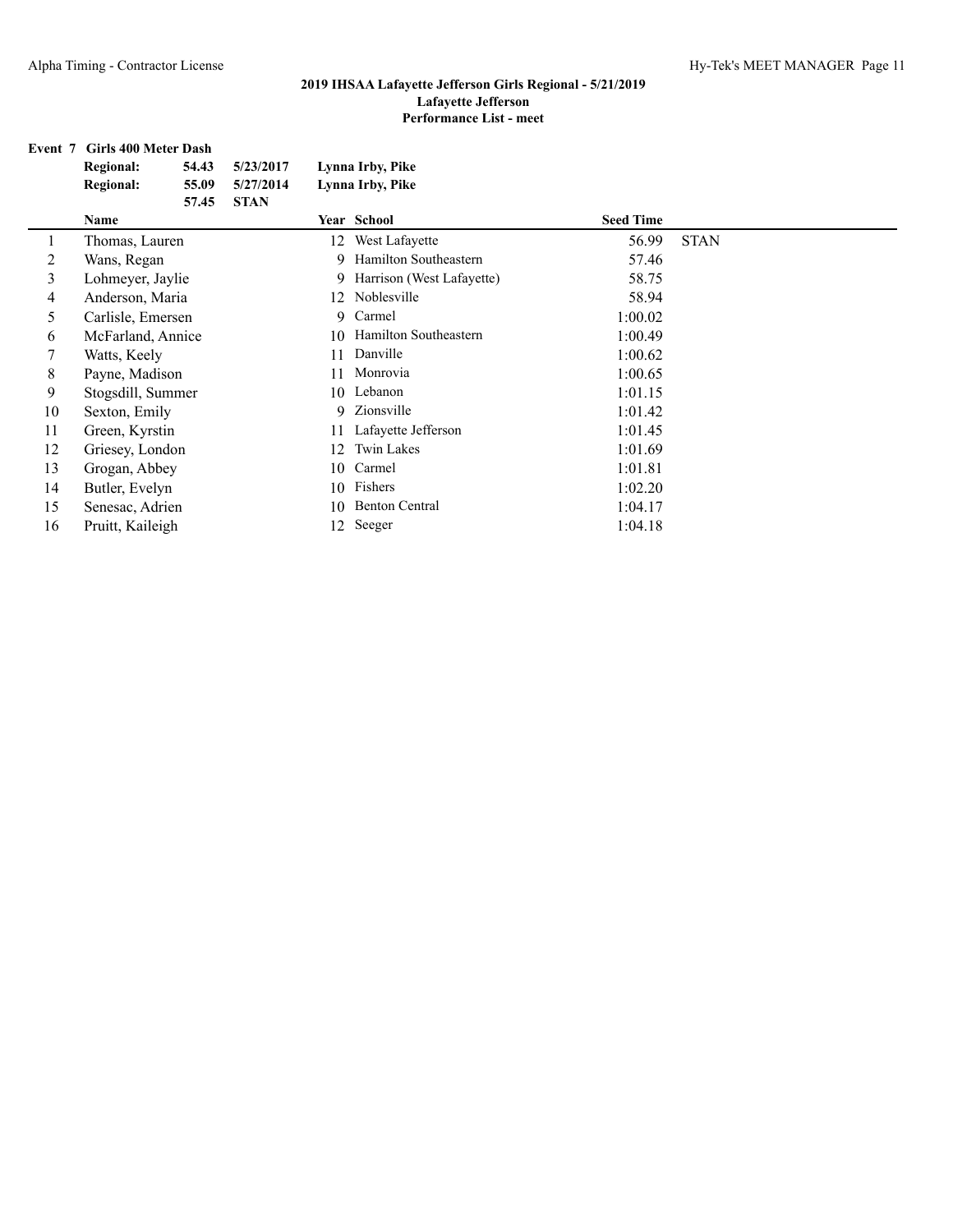**2019 IHSAA Lafayette Jefferson Girls Regional - 5/21/2019**
**Lafayette Jefferson**
**Performance List - meet**

**Event 7 Girls 400 Meter Dash**

| | | | |
|---|---|---|---|
| **Regional:** | **54.43** | **5/23/2017** | **Lynna Irby, Pike** |
| **Regional:** | **55.09** | **5/27/2014** | **Lynna Irby, Pike** |
| | **57.45** | **STAN** | |

| | Name | Year | School | Seed Time | |
|---|---|---|---|---|---|
| 1 | Thomas, Lauren | 12 | West Lafayette | 56.99 | STAN |
| 2 | Wans, Regan | 9 | Hamilton Southeastern | 57.46 | |
| 3 | Lohmeyer, Jaylie | 9 | Harrison (West Lafayette) | 58.75 | |
| 4 | Anderson, Maria | 12 | Noblesville | 58.94 | |
| 5 | Carlisle, Emersen | 9 | Carmel | 1:00.02 | |
| 6 | McFarland, Annice | 10 | Hamilton Southeastern | 1:00.49 | |
| 7 | Watts, Keely | 11 | Danville | 1:00.62 | |
| 8 | Payne, Madison | 11 | Monrovia | 1:00.65 | |
| 9 | Stogsdill, Summer | 10 | Lebanon | 1:01.15 | |
| 10 | Sexton, Emily | 9 | Zionsville | 1:01.42 | |
| 11 | Green, Kyrstin | 11 | Lafayette Jefferson | 1:01.45 | |
| 12 | Griesey, London | 12 | Twin Lakes | 1:01.69 | |
| 13 | Grogan, Abbey | 10 | Carmel | 1:01.81 | |
| 14 | Butler, Evelyn | 10 | Fishers | 1:02.20 | |
| 15 | Senesac, Adrien | 10 | Benton Central | 1:04.17 | |
| 16 | Pruitt, Kaileigh | 12 | Seeger | 1:04.18 | |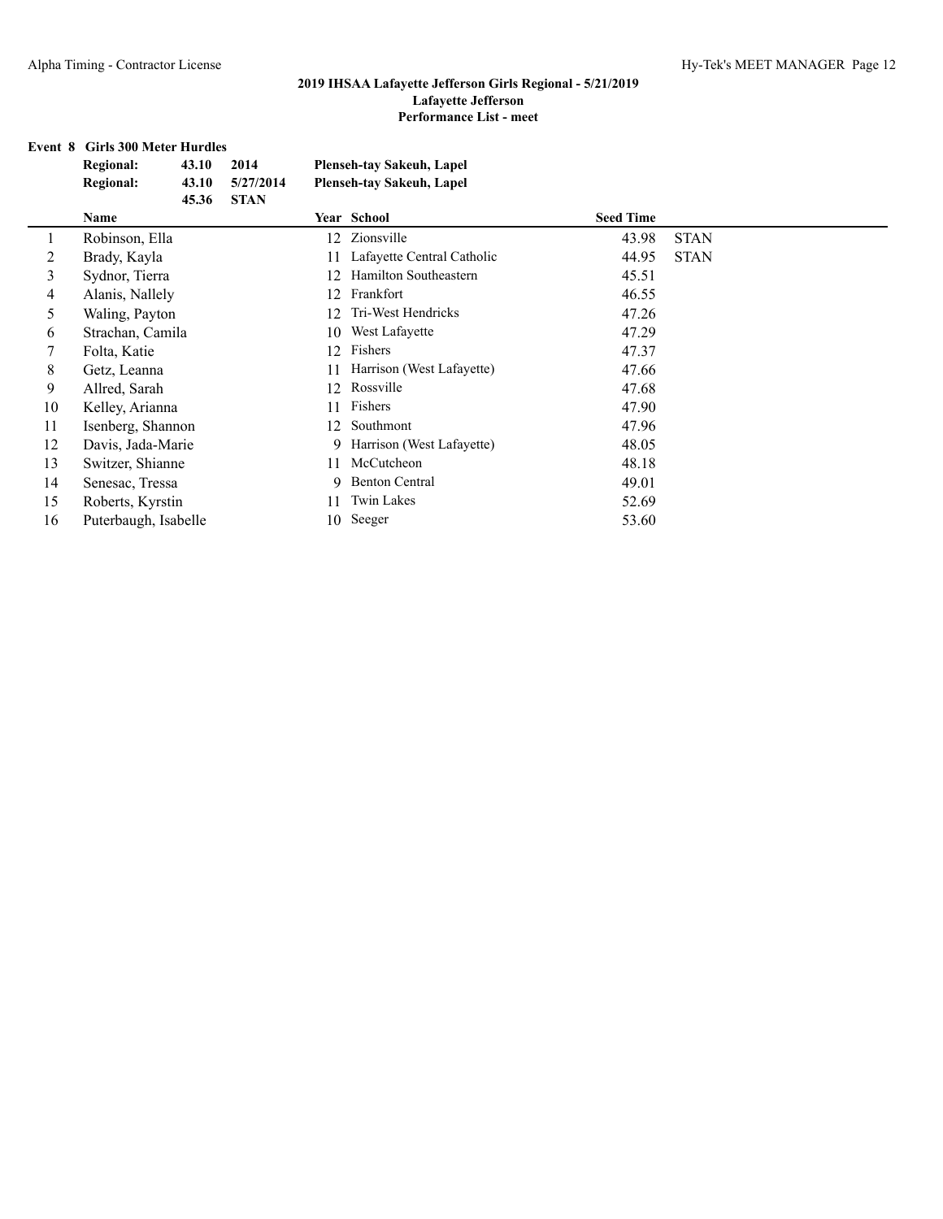## 2019 IHSAA Lafayette Jefferson Girls Regional - 5/21/2019

**Lafayette Jefferson**

**Performance List - meet**

### Event 8 Girls 300 Meter Hurdles

| | | | |
|---|---|---|---|
| **Regional:** | **43.10** | **2014** | **Plenseh-tay Sakeuh, Lapel** |
| **Regional:** | **43.10** | **5/27/2014** | **Plenseh-tay Sakeuh, Lapel** |
| | **45.36** | **STAN** | |

| | Name | Year | School | Seed Time | |
|---|---|---|---|---|---|
| 1 | Robinson, Ella | 12 | Zionsville | 43.98 | STAN |
| 2 | Brady, Kayla | 11 | Lafayette Central Catholic | 44.95 | STAN |
| 3 | Sydnor, Tierra | 12 | Hamilton Southeastern | 45.51 | |
| 4 | Alanis, Nallely | 12 | Frankfort | 46.55 | |
| 5 | Waling, Payton | 12 | Tri-West Hendricks | 47.26 | |
| 6 | Strachan, Camila | 10 | West Lafayette | 47.29 | |
| 7 | Folta, Katie | 12 | Fishers | 47.37 | |
| 8 | Getz, Leanna | 11 | Harrison (West Lafayette) | 47.66 | |
| 9 | Allred, Sarah | 12 | Rossville | 47.68 | |
| 10 | Kelley, Arianna | 11 | Fishers | 47.90 | |
| 11 | Isenberg, Shannon | 12 | Southmont | 47.96 | |
| 12 | Davis, Jada-Marie | 9 | Harrison (West Lafayette) | 48.05 | |
| 13 | Switzer, Shianne | 11 | McCutcheon | 48.18 | |
| 14 | Senesac, Tressa | 9 | Benton Central | 49.01 | |
| 15 | Roberts, Kyrstin | 11 | Twin Lakes | 52.69 | |
| 16 | Puterbaugh, Isabelle | 10 | Seeger | 53.60 | |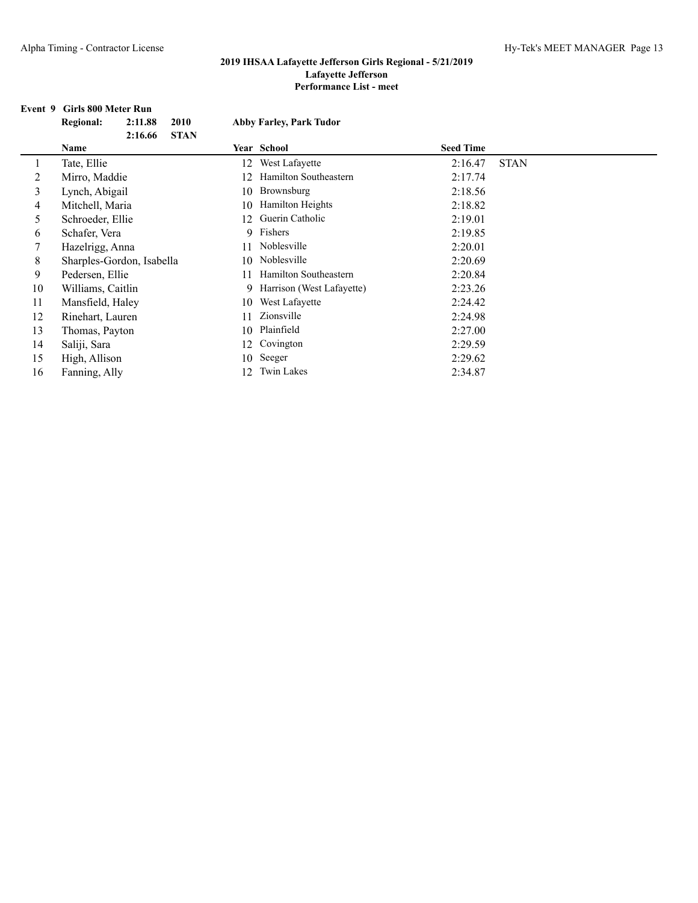# 2019 IHSAA Lafayette Jefferson Girls Regional - 5/21/2019

**Lafayette Jefferson**

**Performance List - meet**

**Event 9 Girls 800 Meter Run**

| | | | |
|---|---|---|---|
| **Regional:** | **2:11.88** | **2010** | **Abby Farley, Park Tudor** |
| | **2:16.66** | **STAN** | |

| | Name | Year | School | Seed Time | |
|---|---|---|---|---|---|
| 1 | Tate, Ellie | 12 | West Lafayette | 2:16.47 | STAN |
| 2 | Mirro, Maddie | 12 | Hamilton Southeastern | 2:17.74 | |
| 3 | Lynch, Abigail | 10 | Brownsburg | 2:18.56 | |
| 4 | Mitchell, Maria | 10 | Hamilton Heights | 2:18.82 | |
| 5 | Schroeder, Ellie | 12 | Guerin Catholic | 2:19.01 | |
| 6 | Schafer, Vera | 9 | Fishers | 2:19.85 | |
| 7 | Hazelrigg, Anna | 11 | Noblesville | 2:20.01 | |
| 8 | Sharples-Gordon, Isabella | 10 | Noblesville | 2:20.69 | |
| 9 | Pedersen, Ellie | 11 | Hamilton Southeastern | 2:20.84 | |
| 10 | Williams, Caitlin | 9 | Harrison (West Lafayette) | 2:23.26 | |
| 11 | Mansfield, Haley | 10 | West Lafayette | 2:24.42 | |
| 12 | Rinehart, Lauren | 11 | Zionsville | 2:24.98 | |
| 13 | Thomas, Payton | 10 | Plainfield | 2:27.00 | |
| 14 | Saliji, Sara | 12 | Covington | 2:29.59 | |
| 15 | High, Allison | 10 | Seeger | 2:29.62 | |
| 16 | Fanning, Ally | 12 | Twin Lakes | 2:34.87 | |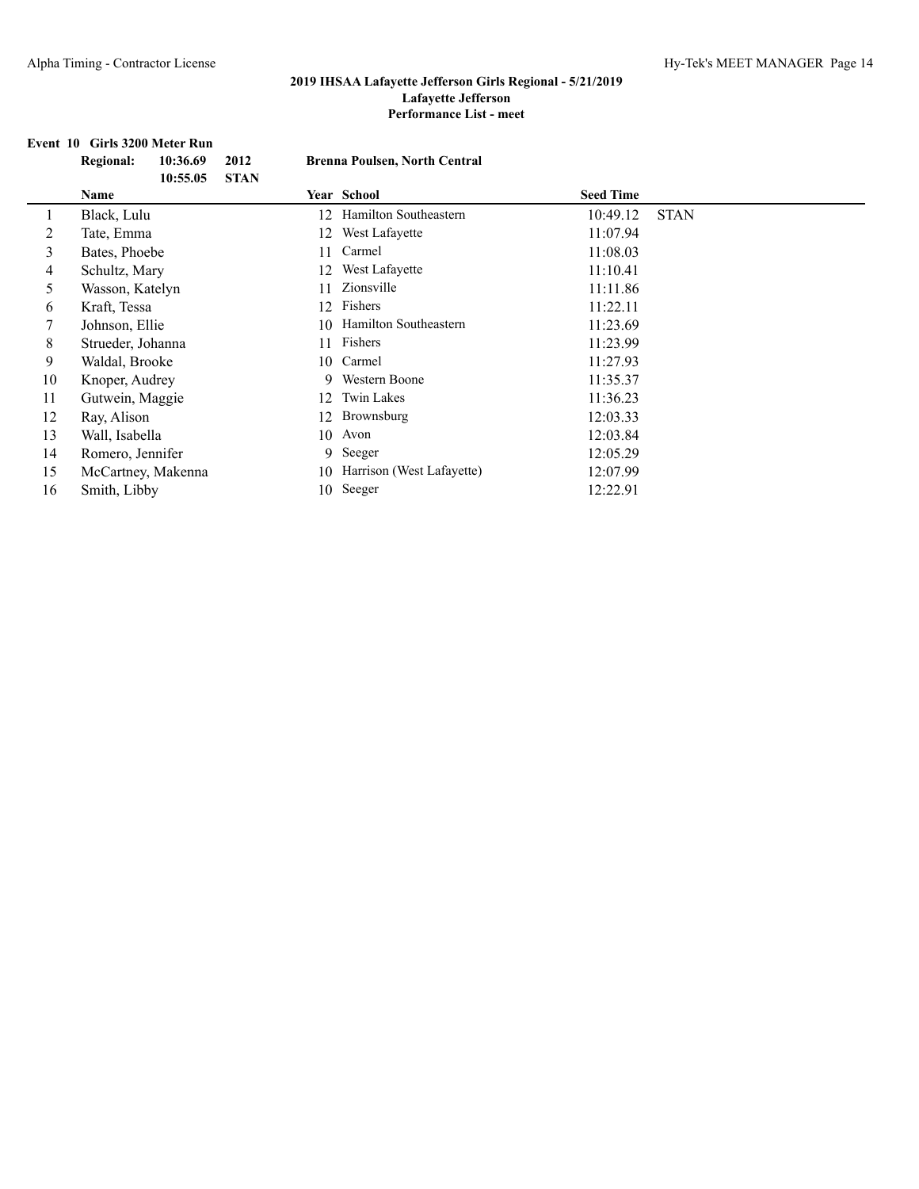## 2019 IHSAA Lafayette Jefferson Girls Regional - 5/21/2019

**Lafayette Jefferson**

**Performance List - meet**

### Event 10 Girls 3200 Meter Run

**Regional:** **10:36.69** **2012** **Brenna Poulsen, North Central**

**10:55.05** **STAN**

| | Name | Year | School | Seed Time | |
|---|---|---|---|---|---|
| 1 | Black, Lulu | 12 | Hamilton Southeastern | 10:49.12 | STAN |
| 2 | Tate, Emma | 12 | West Lafayette | 11:07.94 | |
| 3 | Bates, Phoebe | 11 | Carmel | 11:08.03 | |
| 4 | Schultz, Mary | 12 | West Lafayette | 11:10.41 | |
| 5 | Wasson, Katelyn | 11 | Zionsville | 11:11.86 | |
| 6 | Kraft, Tessa | 12 | Fishers | 11:22.11 | |
| 7 | Johnson, Ellie | 10 | Hamilton Southeastern | 11:23.69 | |
| 8 | Strueder, Johanna | 11 | Fishers | 11:23.99 | |
| 9 | Waldal, Brooke | 10 | Carmel | 11:27.93 | |
| 10 | Knoper, Audrey | 9 | Western Boone | 11:35.37 | |
| 11 | Gutwein, Maggie | 12 | Twin Lakes | 11:36.23 | |
| 12 | Ray, Alison | 12 | Brownsburg | 12:03.33 | |
| 13 | Wall, Isabella | 10 | Avon | 12:03.84 | |
| 14 | Romero, Jennifer | 9 | Seeger | 12:05.29 | |
| 15 | McCartney, Makenna | 10 | Harrison (West Lafayette) | 12:07.99 | |
| 16 | Smith, Libby | 10 | Seeger | 12:22.91 | |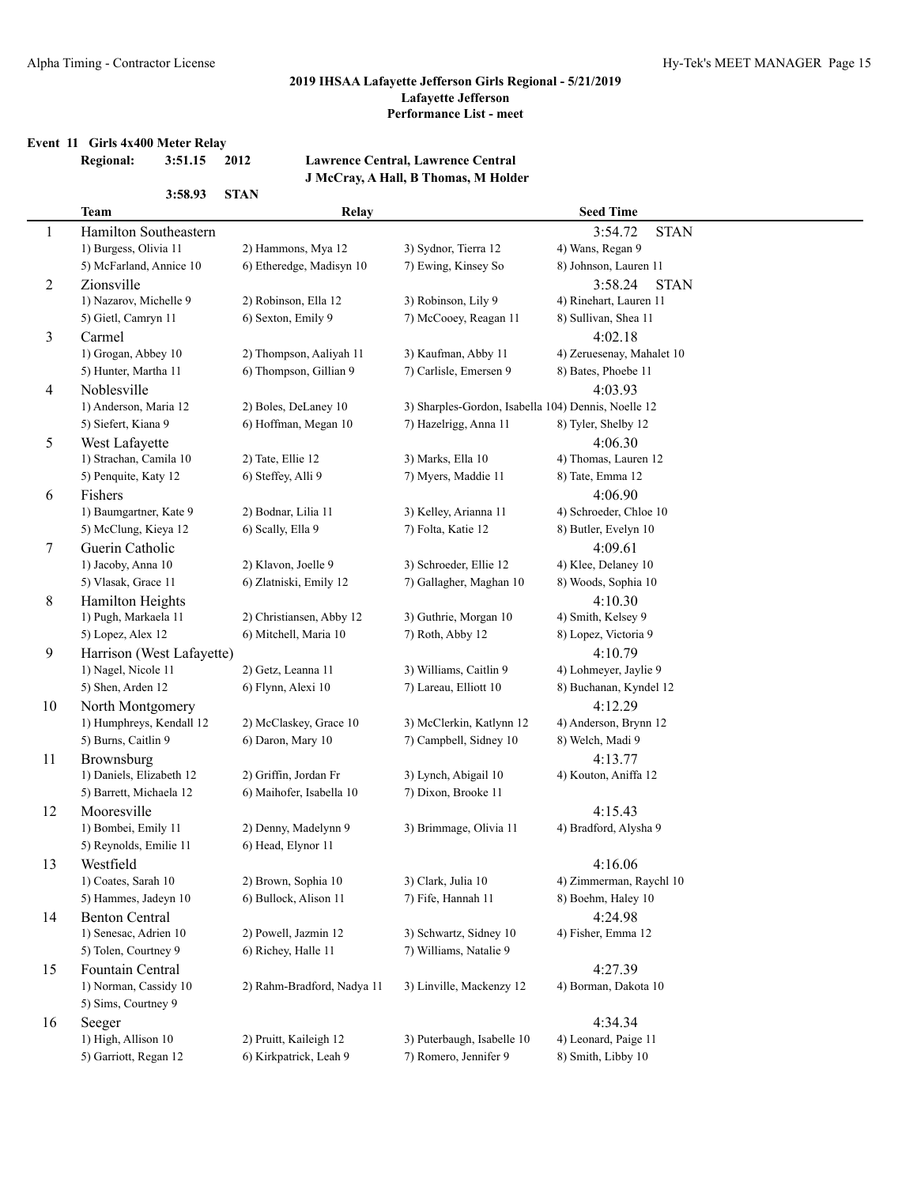**2019 IHSAA Lafayette Jefferson Girls Regional - 5/21/2019**
**Lafayette Jefferson**
**Performance List - meet**

### Event 11 Girls 4x400 Meter Relay

**Regional:** 3:51.15 2012 **Lawrence Central, Lawrence Central**
**J McCray, A Hall, B Thomas, M Holder**
**3:58.93 STAN**

| | Team | Relay | | Seed Time |
|---|---|---|---|---|
| 1 | Hamilton Southeastern | | | 3:54.72 STAN |
| | 1) Burgess, Olivia 11 | 2) Hammons, Mya 12 | 3) Sydnor, Tierra 12 | 4) Wans, Regan 9 |
| | 5) McFarland, Annice 10 | 6) Etheredge, Madisyn 10 | 7) Ewing, Kinsey So | 8) Johnson, Lauren 11 |
| 2 | Zionsville | | | 3:58.24 STAN |
| | 1) Nazarov, Michelle 9 | 2) Robinson, Ella 12 | 3) Robinson, Lily 9 | 4) Rinehart, Lauren 11 |
| | 5) Gietl, Camryn 11 | 6) Sexton, Emily 9 | 7) McCooey, Reagan 11 | 8) Sullivan, Shea 11 |
| 3 | Carmel | | | 4:02.18 |
| | 1) Grogan, Abbey 10 | 2) Thompson, Aaliyah 11 | 3) Kaufman, Abby 11 | 4) Zeruesenay, Mahalet 10 |
| | 5) Hunter, Martha 11 | 6) Thompson, Gillian 9 | 7) Carlisle, Emersen 9 | 8) Bates, Phoebe 11 |
| 4 | Noblesville | | | 4:03.93 |
| | 1) Anderson, Maria 12 | 2) Boles, DeLaney 10 | 3) Sharples-Gordon, Isabella 10 | 4) Dennis, Noelle 12 |
| | 5) Siefert, Kiana 9 | 6) Hoffman, Megan 10 | 7) Hazelrigg, Anna 11 | 8) Tyler, Shelby 12 |
| 5 | West Lafayette | | | 4:06.30 |
| | 1) Strachan, Camila 10 | 2) Tate, Ellie 12 | 3) Marks, Ella 10 | 4) Thomas, Lauren 12 |
| | 5) Penquite, Katy 12 | 6) Steffey, Alli 9 | 7) Myers, Maddie 11 | 8) Tate, Emma 12 |
| 6 | Fishers | | | 4:06.90 |
| | 1) Baumgartner, Kate 9 | 2) Bodnar, Lilia 11 | 3) Kelley, Arianna 11 | 4) Schroeder, Chloe 10 |
| | 5) McClung, Kieya 12 | 6) Scally, Ella 9 | 7) Folta, Katie 12 | 8) Butler, Evelyn 10 |
| 7 | Guerin Catholic | | | 4:09.61 |
| | 1) Jacoby, Anna 10 | 2) Klavon, Joelle 9 | 3) Schroeder, Ellie 12 | 4) Klee, Delaney 10 |
| | 5) Vlasak, Grace 11 | 6) Zlatniski, Emily 12 | 7) Gallagher, Maghan 10 | 8) Woods, Sophia 10 |
| 8 | Hamilton Heights | | | 4:10.30 |
| | 1) Pugh, Markaela 11 | 2) Christiansen, Abby 12 | 3) Guthrie, Morgan 10 | 4) Smith, Kelsey 9 |
| | 5) Lopez, Alex 12 | 6) Mitchell, Maria 10 | 7) Roth, Abby 12 | 8) Lopez, Victoria 9 |
| 9 | Harrison (West Lafayette) | | | 4:10.79 |
| | 1) Nagel, Nicole 11 | 2) Getz, Leanna 11 | 3) Williams, Caitlin 9 | 4) Lohmeyer, Jaylie 9 |
| | 5) Shen, Arden 12 | 6) Flynn, Alexi 10 | 7) Lareau, Elliott 10 | 8) Buchanan, Kyndel 12 |
| 10 | North Montgomery | | | 4:12.29 |
| | 1) Humphreys, Kendall 12 | 2) McClaskey, Grace 10 | 3) McClerkin, Katlynn 12 | 4) Anderson, Brynn 12 |
| | 5) Burns, Caitlin 9 | 6) Daron, Mary 10 | 7) Campbell, Sidney 10 | 8) Welch, Madi 9 |
| 11 | Brownsburg | | | 4:13.77 |
| | 1) Daniels, Elizabeth 12 | 2) Griffin, Jordan Fr | 3) Lynch, Abigail 10 | 4) Kouton, Aniffa 12 |
| | 5) Barrett, Michaela 12 | 6) Maihofer, Isabella 10 | 7) Dixon, Brooke 11 | |
| 12 | Mooresville | | | 4:15.43 |
| | 1) Bombei, Emily 11 | 2) Denny, Madelynn 9 | 3) Brimmage, Olivia 11 | 4) Bradford, Alysha 9 |
| | 5) Reynolds, Emilie 11 | 6) Head, Elynor 11 | | |
| 13 | Westfield | | | 4:16.06 |
| | 1) Coates, Sarah 10 | 2) Brown, Sophia 10 | 3) Clark, Julia 10 | 4) Zimmerman, Raychl 10 |
| | 5) Hammes, Jadeyn 10 | 6) Bullock, Alison 11 | 7) Fife, Hannah 11 | 8) Boehm, Haley 10 |
| 14 | Benton Central | | | 4:24.98 |
| | 1) Senesac, Adrien 10 | 2) Powell, Jazmin 12 | 3) Schwartz, Sidney 10 | 4) Fisher, Emma 12 |
| | 5) Tolen, Courtney 9 | 6) Richey, Halle 11 | 7) Williams, Natalie 9 | |
| 15 | Fountain Central | | | 4:27.39 |
| | 1) Norman, Cassidy 10 | 2) Rahm-Bradford, Nadya 11 | 3) Linville, Mackenzy 12 | 4) Borman, Dakota 10 |
| | 5) Sims, Courtney 9 | | | |
| 16 | Seeger | | | 4:34.34 |
| | 1) High, Allison 10 | 2) Pruitt, Kaileigh 12 | 3) Puterbaugh, Isabelle 10 | 4) Leonard, Paige 11 |
| | 5) Garriott, Regan 12 | 6) Kirkpatrick, Leah 9 | 7) Romero, Jennifer 9 | 8) Smith, Libby 10 |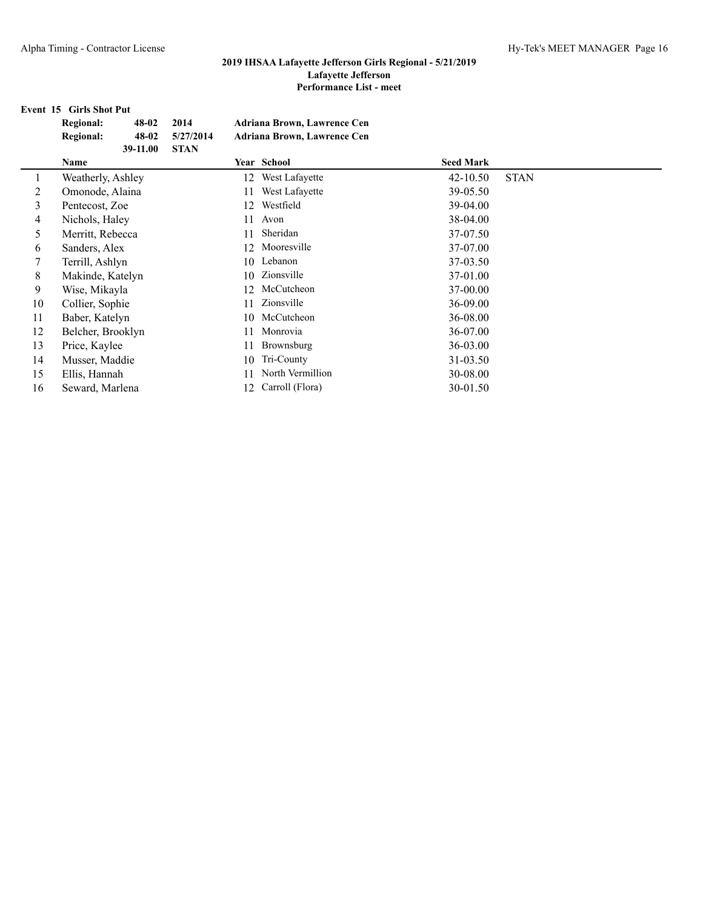**2019 IHSAA Lafayette Jefferson Girls Regional - 5/21/2019**
**Lafayette Jefferson**
**Performance List - meet**

**Event 15 Girls Shot Put**

| | | | |
|---|---|---|---|
| **Regional:** | **48-02** | **2014** | **Adriana Brown, Lawrence Cen** |
| **Regional:** | **48-02** | **5/27/2014** | **Adriana Brown, Lawrence Cen** |
| | **39-11.00** | **STAN** | |

| | Name | Year | School | Seed Mark | |
|---|---|---|---|---|---|
| 1 | Weatherly, Ashley | 12 | West Lafayette | 42-10.50 | STAN |
| 2 | Omonode, Alaina | 11 | West Lafayette | 39-05.50 | |
| 3 | Pentecost, Zoe | 12 | Westfield | 39-04.00 | |
| 4 | Nichols, Haley | 11 | Avon | 38-04.00 | |
| 5 | Merritt, Rebecca | 11 | Sheridan | 37-07.50 | |
| 6 | Sanders, Alex | 12 | Mooresville | 37-07.00 | |
| 7 | Terrill, Ashlyn | 10 | Lebanon | 37-03.50 | |
| 8 | Makinde, Katelyn | 10 | Zionsville | 37-01.00 | |
| 9 | Wise, Mikayla | 12 | McCutcheon | 37-00.00 | |
| 10 | Collier, Sophie | 11 | Zionsville | 36-09.00 | |
| 11 | Baber, Katelyn | 10 | McCutcheon | 36-08.00 | |
| 12 | Belcher, Brooklyn | 11 | Monrovia | 36-07.00 | |
| 13 | Price, Kaylee | 11 | Brownsburg | 36-03.00 | |
| 14 | Musser, Maddie | 10 | Tri-County | 31-03.50 | |
| 15 | Ellis, Hannah | 11 | North Vermillion | 30-08.00 | |
| 16 | Seward, Marlena | 12 | Carroll (Flora) | 30-01.50 | |